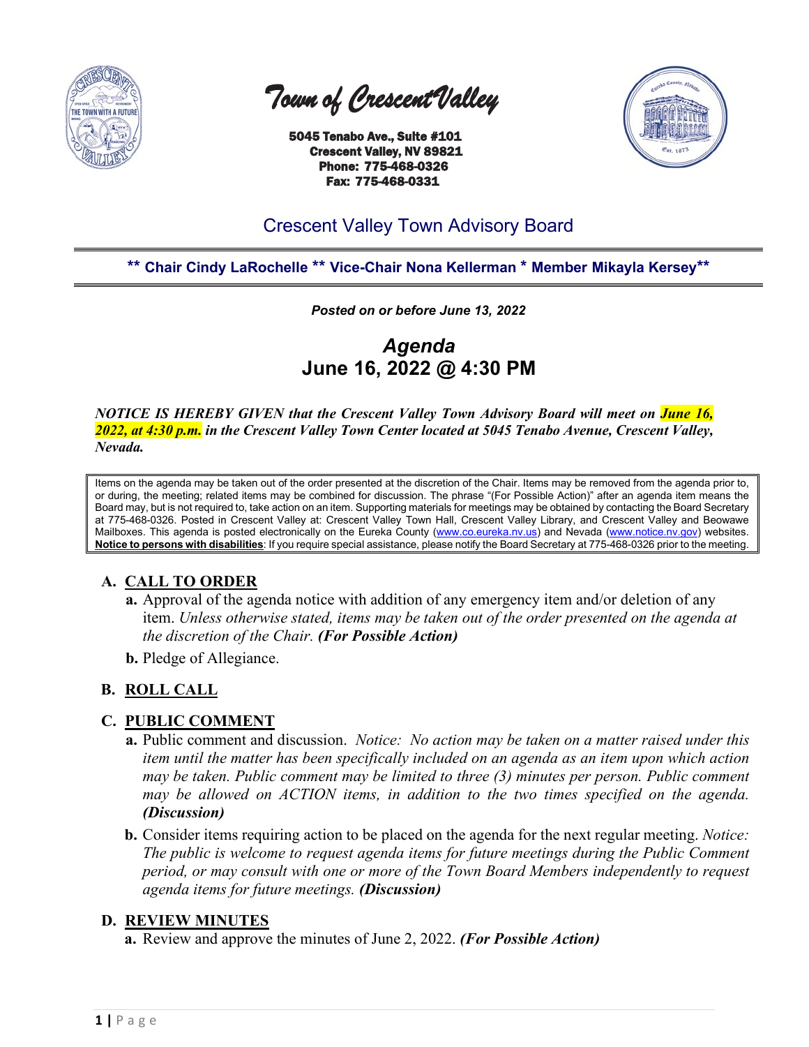# Town of Crescent Valley

5045 Tenabo Ave., Suite #101
Crescent Valley, NV 89821
Phone: 775-468-0326
Fax: 775-468-0331

## Crescent Valley Town Advisory Board

**\*\* Chair Cindy LaRochelle \*\* Vice-Chair Nona Kellerman \* Member Mikayla Kersey\*\***

***Posted on or before June 13, 2022***

# *Agenda*
# June 16, 2022 @ 4:30 PM

***NOTICE IS HEREBY GIVEN that the Crescent Valley Town Advisory Board will meet on June 16, 2022, at 4:30 p.m. in the Crescent Valley Town Center located at 5045 Tenabo Avenue, Crescent Valley, Nevada.***

Items on the agenda may be taken out of the order presented at the discretion of the Chair. Items may be removed from the agenda prior to, or during, the meeting; related items may be combined for discussion. The phrase "(For Possible Action)" after an agenda item means the Board may, but is not required to, take action on an item. Supporting materials for meetings may be obtained by contacting the Board Secretary at 775-468-0326. Posted in Crescent Valley at: Crescent Valley Town Hall, Crescent Valley Library, and Crescent Valley and Beowawe Mailboxes. This agenda is posted electronically on the Eureka County (www.co.eureka.nv.us) and Nevada (www.notice.nv.gov) websites. **Notice to persons with disabilities**: If you require special assistance, please notify the Board Secretary at 775-468-0326 prior to the meeting.

**A. CALL TO ORDER**

**a.** Approval of the agenda notice with addition of any emergency item and/or deletion of any item. *Unless otherwise stated, items may be taken out of the order presented on the agenda at the discretion of the Chair.* ***(For Possible Action)***

**b.** Pledge of Allegiance.

**B. ROLL CALL**

**C. PUBLIC COMMENT**

**a.** Public comment and discussion. *Notice: No action may be taken on a matter raised under this item until the matter has been specifically included on an agenda as an item upon which action may be taken. Public comment may be limited to three (3) minutes per person. Public comment may be allowed on ACTION items, in addition to the two times specified on the agenda.* ***(Discussion)***

**b.** Consider items requiring action to be placed on the agenda for the next regular meeting. *Notice: The public is welcome to request agenda items for future meetings during the Public Comment period, or may consult with one or more of the Town Board Members independently to request agenda items for future meetings.* ***(Discussion)***

**D. REVIEW MINUTES**

**a.** Review and approve the minutes of June 2, 2022. ***(For Possible Action)***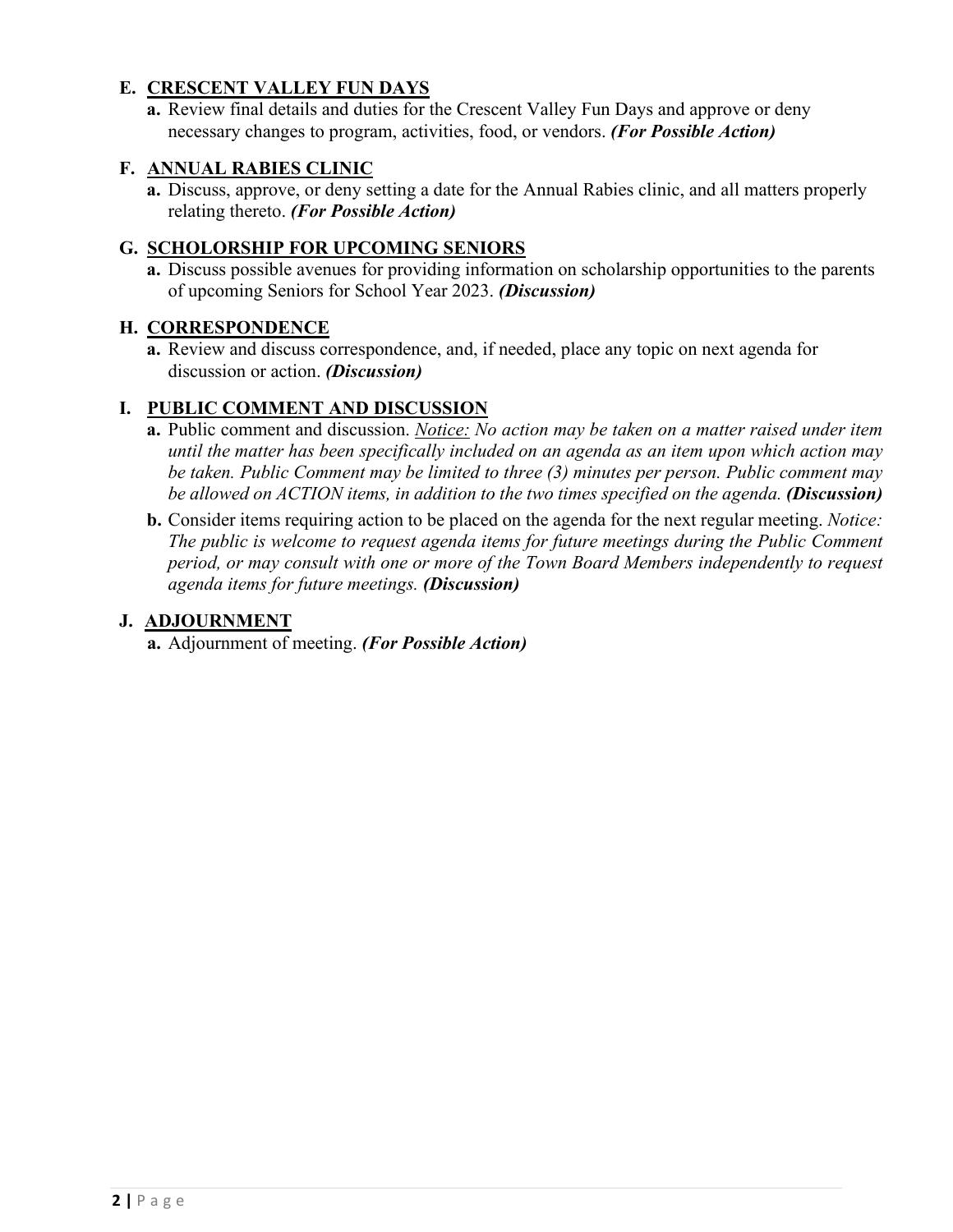## E. CRESCENT VALLEY FUN DAYS

**a.** Review final details and duties for the Crescent Valley Fun Days and approve or deny necessary changes to program, activities, food, or vendors. ***(For Possible Action)***

## F. ANNUAL RABIES CLINIC

**a.** Discuss, approve, or deny setting a date for the Annual Rabies clinic, and all matters properly relating thereto. ***(For Possible Action)***

## G. SCHOLORSHIP FOR UPCOMING SENIORS

**a.** Discuss possible avenues for providing information on scholarship opportunities to the parents of upcoming Seniors for School Year 2023. ***(Discussion)***

## H. CORRESPONDENCE

**a.** Review and discuss correspondence, and, if needed, place any topic on next agenda for discussion or action. ***(Discussion)***

## I. PUBLIC COMMENT AND DISCUSSION

**a.** Public comment and discussion. *Notice: No action may be taken on a matter raised under item until the matter has been specifically included on an agenda as an item upon which action may be taken. Public Comment may be limited to three (3) minutes per person. Public comment may be allowed on ACTION items, in addition to the two times specified on the agenda.* ***(Discussion)***

**b.** Consider items requiring action to be placed on the agenda for the next regular meeting. *Notice: The public is welcome to request agenda items for future meetings during the Public Comment period, or may consult with one or more of the Town Board Members independently to request agenda items for future meetings.* ***(Discussion)***

## J. ADJOURNMENT

**a.** Adjournment of meeting. ***(For Possible Action)***